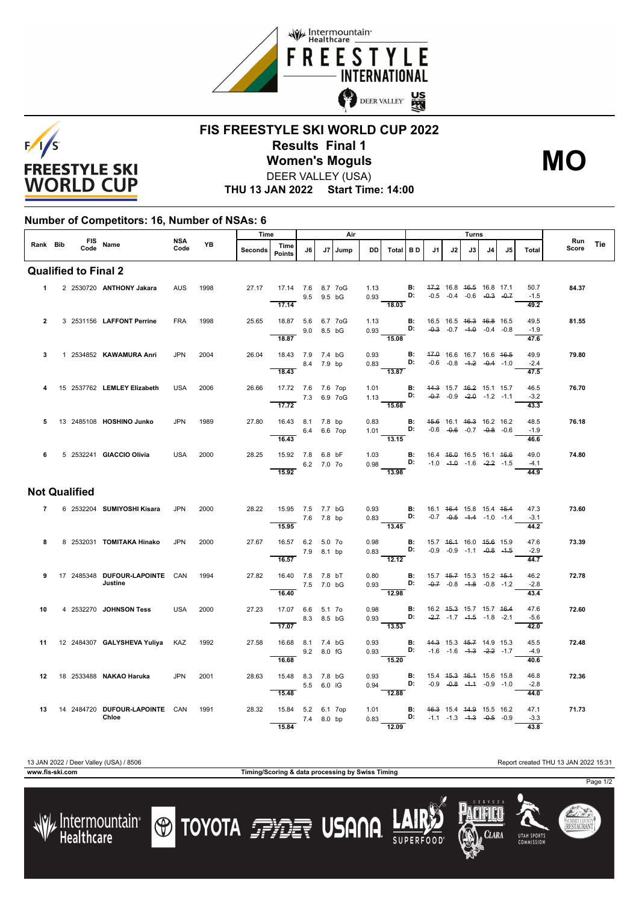# FIS FREESTYLE SKI WORLD CUP 2022

## Results Final 1

## Women's Moguls

**MO**

DEER VALLEY (USA)

**THU 13 JAN 2022 Start Time: 14:00**

### Number of Competitors: 16, Number of NSAs: 6

| Rank | Bib | FIS Code | Name | NSA Code | YB | Time Seconds | Time Points | J6 | J7 | Jump | DD | Air Total | B D | J1 | J2 | J3 | J4 | J5 | Turns Total | Run Score | Tie |
|---|---|---|---|---|---|---|---|---|---|---|---|---|---|---|---|---|---|---|---|---|---|
| **Qualified to Final 2** | | | | | | | | | | | | | | | | | | | | | |
| 1 | 2 | 2530720 | **ANTHONY Jakara** | AUS | 1998 | 27.17 | 17.14 | 7.6 | 8.7 | 7oG | 1.13 | | B: | ~~17.2~~ | 16.8 | ~~16.5~~ | 16.8 | 17.1 | 50.7 | **84.37** | |
| | | | | | | | | 9.5 | 9.5 | bG | 0.93 | | D: | -0.5 | -0.4 | -0.6 | ~~-0.3~~ | ~~-0.7~~ | -1.5 | | |
| | | | | | | | 17.14 | | | | | 18.03 | | | | | | | 49.2 | | |
| 2 | 3 | 2531156 | **LAFFONT Perrine** | FRA | 1998 | 25.65 | 18.87 | 5.6 | 6.7 | 7oG | 1.13 | | B: | 16.5 | 16.5 | ~~16.3~~ | ~~16.8~~ | 16.5 | 49.5 | **81.55** | |
| | | | | | | | | 9.0 | 8.5 | bG | 0.93 | | D: | ~~-0.3~~ | -0.7 | ~~-1.0~~ | -0.4 | -0.8 | -1.9 | | |
| | | | | | | | 18.87 | | | | | 15.08 | | | | | | | 47.6 | | |
| 3 | 1 | 2534852 | **KAWAMURA Anri** | JPN | 2004 | 26.04 | 18.43 | 7.9 | 7.4 | bG | 0.93 | | B: | ~~17.0~~ | 16.6 | 16.7 | 16.6 | ~~16.5~~ | 49.9 | **79.80** | |
| | | | | | | | | 8.4 | 7.9 | bp | 0.83 | | D: | -0.6 | -0.8 | ~~-1.2~~ | ~~-0.4~~ | -1.0 | -2.4 | | |
| | | | | | | | 18.43 | | | | | 13.87 | | | | | | | 47.5 | | |
| 4 | 15 | 2537762 | **LEMLEY Elizabeth** | USA | 2006 | 26.66 | 17.72 | 7.6 | 7.6 | 7op | 1.01 | | B: | ~~14.3~~ | 15.7 | ~~16.2~~ | 15.1 | 15.7 | 46.5 | **76.70** | |
| | | | | | | | | 7.3 | 6.9 | 7oG | 1.13 | | D: | ~~-0.7~~ | -0.9 | ~~-2.0~~ | -1.2 | -1.1 | -3.2 | | |
| | | | | | | | 17.72 | | | | | 15.68 | | | | | | | 43.3 | | |
| 5 | 13 | 2485108 | **HOSHINO Junko** | JPN | 1989 | 27.80 | 16.43 | 8.1 | 7.8 | bp | 0.83 | | B: | ~~15.6~~ | 16.1 | ~~16.3~~ | 16.2 | 16.2 | 48.5 | **76.18** | |
| | | | | | | | | 6.4 | 6.6 | 7op | 1.01 | | D: | -0.6 | ~~-0.6~~ | -0.7 | ~~-0.8~~ | -0.6 | -1.9 | | |
| | | | | | | | 16.43 | | | | | 13.15 | | | | | | | 46.6 | | |
| 6 | 5 | 2532241 | **GIACCIO Olivia** | USA | 2000 | 28.25 | 15.92 | 7.8 | 6.8 | bF | 1.03 | | B: | 16.4 | ~~16.0~~ | 16.5 | 16.1 | ~~16.6~~ | 49.0 | **74.80** | |
| | | | | | | | | 6.2 | 7.0 | 7o | 0.98 | | D: | -1.0 | ~~-1.0~~ | -1.6 | ~~-2.2~~ | -1.5 | -4.1 | | |
| | | | | | | | 15.92 | | | | | 13.98 | | | | | | | 44.9 | | |
| **Not Qualified** | | | | | | | | | | | | | | | | | | | | | |
| 7 | 6 | 2532204 | **SUMIYOSHI Kisara** | JPN | 2000 | 28.22 | 15.95 | 7.5 | 7.7 | bG | 0.93 | | B: | 16.1 | ~~16.4~~ | 15.8 | 15.4 | ~~15.4~~ | 47.3 | **73.60** | |
| | | | | | | | | 7.6 | 7.8 | bp | 0.83 | | D: | -0.7 | ~~-0.5~~ | ~~-1.4~~ | -1.0 | -1.4 | -3.1 | | |
| | | | | | | | 15.95 | | | | | 13.45 | | | | | | | 44.2 | | |
| 8 | 8 | 2532031 | **TOMITAKA Hinako** | JPN | 2000 | 27.67 | 16.57 | 6.2 | 5.0 | 7o | 0.98 | | B: | 15.7 | ~~16.1~~ | 16.0 | ~~15.6~~ | 15.9 | 47.6 | **73.39** | |
| | | | | | | | | 7.9 | 8.1 | bp | 0.83 | | D: | -0.9 | -0.9 | -1.1 | ~~-0.8~~ | ~~-1.5~~ | -2.9 | | |
| | | | | | | | 16.57 | | | | | 12.12 | | | | | | | 44.7 | | |
| 9 | 17 | 2485348 | **DUFOUR-LAPOINTE Justine** | CAN | 1994 | 27.82 | 16.40 | 7.8 | 7.8 | bT | 0.80 | | B: | 15.7 | ~~15.7~~ | 15.3 | 15.2 | ~~15.1~~ | 46.2 | **72.78** | |
| | | | | | | | | 7.5 | 7.0 | bG | 0.93 | | D: | ~~-0.7~~ | -0.8 | ~~-1.8~~ | -0.8 | -1.2 | -2.8 | | |
| | | | | | | | 16.40 | | | | | 12.98 | | | | | | | 43.4 | | |
| 10 | 4 | 2532270 | **JOHNSON Tess** | USA | 2000 | 27.23 | 17.07 | 6.6 | 5.1 | 7o | 0.98 | | B: | 16.2 | ~~15.3~~ | 15.7 | 15.7 | ~~16.4~~ | 47.6 | **72.60** | |
| | | | | | | | | 8.3 | 8.5 | bG | 0.93 | | D: | ~~-2.7~~ | -1.7 | ~~-1.5~~ | -1.8 | -2.1 | -5.6 | | |
| | | | | | | | 17.07 | | | | | 13.53 | | | | | | | 42.0 | | |
| 11 | 12 | 2484307 | **GALYSHEVA Yuliya** | KAZ | 1992 | 27.58 | 16.68 | 8.1 | 7.4 | bG | 0.93 | | B: | ~~14.3~~ | 15.3 | ~~15.7~~ | 14.9 | 15.3 | 45.5 | **72.48** | |
| | | | | | | | | 9.2 | 8.0 | fG | 0.93 | | D: | -1.6 | -1.6 | ~~-1.3~~ | ~~-2.2~~ | -1.7 | -4.9 | | |
| | | | | | | | 16.68 | | | | | 15.20 | | | | | | | 40.6 | | |
| 12 | 18 | 2533488 | **NAKAO Haruka** | JPN | 2001 | 28.63 | 15.48 | 8.3 | 7.8 | bG | 0.93 | | B: | 15.4 | ~~15.3~~ | ~~16.1~~ | 15.6 | 15.8 | 46.8 | **72.36** | |
| | | | | | | | | 5.5 | 6.0 | IG | 0.94 | | D: | -0.9 | ~~-0.8~~ | ~~-1.1~~ | -0.9 | -1.0 | -2.8 | | |
| | | | | | | | 15.48 | | | | | 12.88 | | | | | | | 44.0 | | |
| 13 | 14 | 2484720 | **DUFOUR-LAPOINTE Chloe** | CAN | 1991 | 28.32 | 15.84 | 5.2 | 6.1 | 7op | 1.01 | | B: | ~~16.3~~ | 15.4 | ~~14.9~~ | 15.5 | 16.2 | 47.1 | **71.73** | |
| | | | | | | | | 7.4 | 8.0 | bp | 0.83 | | D: | -1.1 | -1.3 | ~~-1.3~~ | ~~-0.5~~ | -0.9 | -3.3 | | |
| | | | | | | | 15.84 | | | | | 12.09 | | | | | | | 43.8 | | |

13 JAN 2022 / Deer Valley (USA) / 8506 — Report created THU 13 JAN 2022 15:31

www.fis-ski.com — Timing/Scoring & data processing by Swiss Timing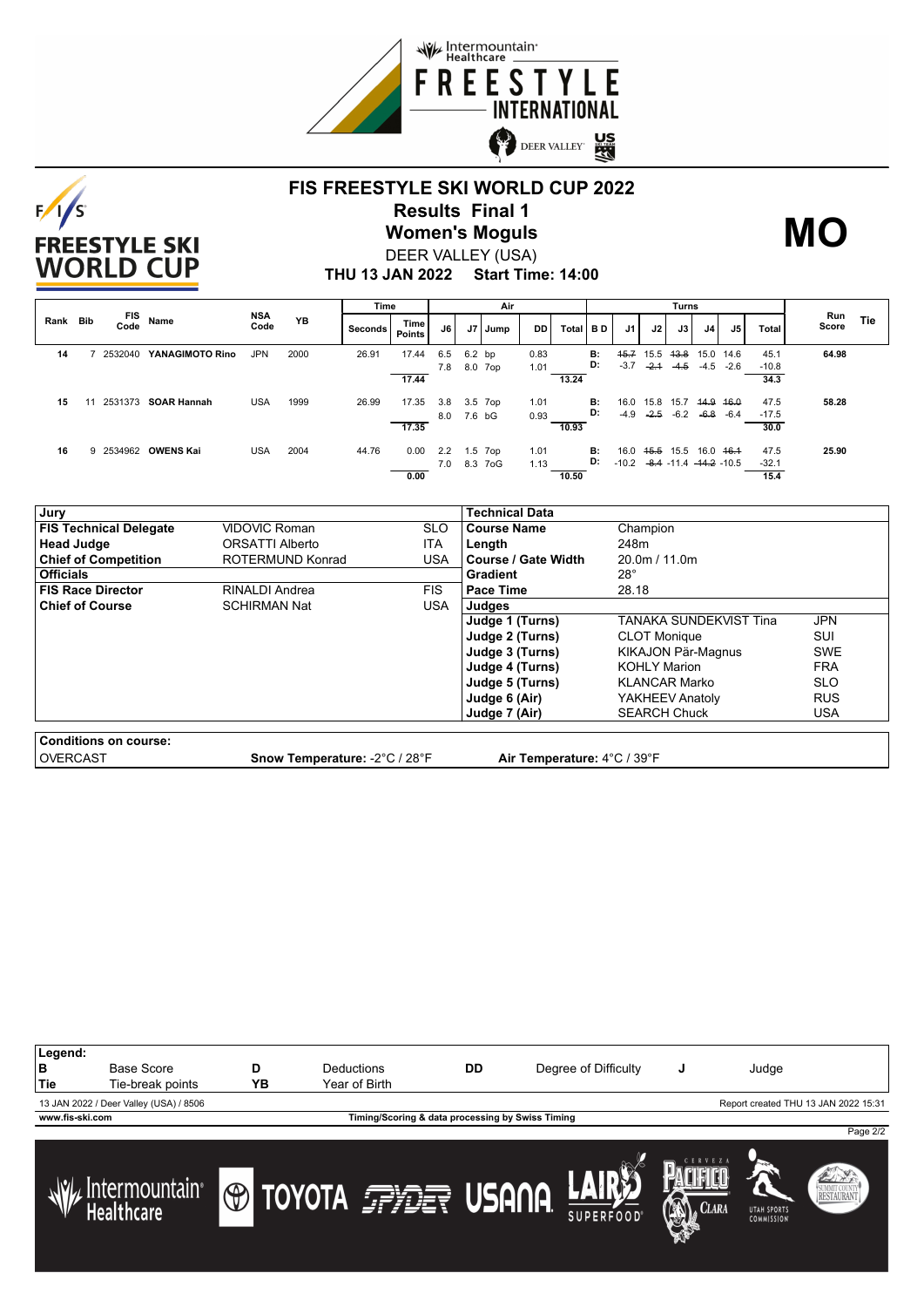# FIS FREESTYLE SKI WORLD CUP 2022

## Results Final 1

## Women's Moguls

**MO**

DEER VALLEY (USA)

**THU 13 JAN 2022 Start Time: 14:00**

| Rank | Bib | FIS Code | Name | NSA Code | YB | Time Seconds | Time Points | J6 | J7 | Air Jump | DD | Air Total | B D | J1 | J2 | J3 | J4 | J5 | Turns Total | Run Score | Tie |
|---|---|---|---|---|---|---|---|---|---|---|---|---|---|---|---|---|---|---|---|---|---|
| 14 | 7 | 2532040 | YANAGIMOTO Rino | JPN | 2000 | 26.91 | 17.44 | 6.5 | 6.2 | bp | 0.83 | | B: | ~~15.7~~ | 15.5 | ~~13.8~~ | 15.0 | 14.6 | 45.1 | 64.98 | |
| | | | | | | | | 7.8 | 8.0 | 7op | 1.01 | | D: | -3.7 | ~~-2.1~~ | ~~-4.5~~ | -4.5 | -2.6 | -10.8 | | |
| | | | | | | | 17.44 | | | | | 13.24 | | | | | | | 34.3 | | |
| 15 | 11 | 2531373 | SOAR Hannah | USA | 1999 | 26.99 | 17.35 | 3.8 | 3.5 | 7op | 1.01 | | B: | 16.0 | 15.8 | 15.7 | ~~14.9~~ | ~~16.0~~ | 47.5 | 58.28 | |
| | | | | | | | | 8.0 | 7.6 | bG | 0.93 | | D: | -4.9 | ~~-2.5~~ | -6.2 | ~~-6.8~~ | -6.4 | -17.5 | | |
| | | | | | | | 17.35 | | | | | 10.93 | | | | | | | 30.0 | | |
| 16 | 9 | 2534962 | OWENS Kai | USA | 2004 | 44.76 | 0.00 | 2.2 | 1.5 | 7op | 1.01 | | B: | 16.0 | ~~15.5~~ | 15.5 | 16.0 | ~~16.1~~ | 47.5 | 25.90 | |
| | | | | | | | | 7.0 | 8.3 | 7oG | 1.13 | | D: | -10.2 | ~~-8.4~~ | -11.4 | ~~-14.2~~ | -10.5 | -32.1 | | |
| | | | | | | | 0.00 | | | | | 10.50 | | | | | | | 15.4 | | |

| Jury | | |
|---|---|---|
| **FIS Technical Delegate** | VIDOVIC Roman | SLO |
| **Head Judge** | ORSATTI Alberto | ITA |
| **Chief of Competition** | ROTERMUND Konrad | USA |
| **Officials** | | |
| **FIS Race Director** | RINALDI Andrea | FIS |
| **Chief of Course** | SCHIRMAN Nat | USA |

| Technical Data | | |
|---|---|---|
| **Course Name** | Champion | |
| **Length** | 248m | |
| **Course / Gate Width** | 20.0m / 11.0m | |
| **Gradient** | 28° | |
| **Pace Time** | 28.18 | |
| **Judges** | | |
| **Judge 1 (Turns)** | TANAKA SUNDEKVIST Tina | JPN |
| **Judge 2 (Turns)** | CLOT Monique | SUI |
| **Judge 3 (Turns)** | KIKAJON Pär-Magnus | SWE |
| **Judge 4 (Turns)** | KOHLY Marion | FRA |
| **Judge 5 (Turns)** | KLANCAR Marko | SLO |
| **Judge 6 (Air)** | YAKHEEV Anatoly | RUS |
| **Judge 7 (Air)** | SEARCH Chuck | USA |

**Conditions on course:**

OVERCAST **Snow Temperature: -2°C / 28°F** **Air Temperature: 4°C / 39°F**

| Legend: | | | | | | | |
|---|---|---|---|---|---|---|---|
| **B** | Base Score | **D** | Deductions | **DD** | Degree of Difficulty | **J** | Judge |
| **Tie** | Tie-break points | **YB** | Year of Birth | | | | |

13 JAN 2022 / Deer Valley (USA) / 8506 — Report created THU 13 JAN 2022 15:31

www.fis-ski.com — Timing/Scoring & data processing by Swiss Timing